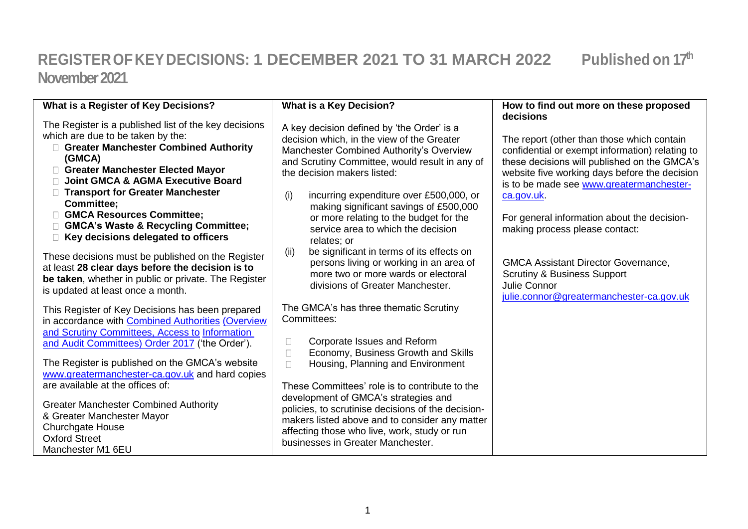# REGISTER OF KEY DECISIONS: 1 DECEMBER 2021 TO 31 MARCH 2022 Published on 17th November 2021

## What is a Register of Key Decisions?

The Register is a published list of the key decisions which are due to be taken by the:

- **Greater Manchester Combined Authority (GMCA)**
- **Greater Manchester Elected Mayor**
- **Joint GMCA & AGMA Executive Board**
- **Transport for Greater Manchester Committee;**
- **GMCA Resources Committee;**
- **GMCA's Waste & Recycling Committee;**
- **Key decisions delegated to officers**

These decisions must be published on the Register at least **28 clear days before the decision is to be taken**, whether in public or private. The Register is updated at least once a month.

This Register of Key Decisions has been prepared in accordance with Combined Authorities (Overview and Scrutiny Committees, Access to Information and Audit Committees) Order 2017 ('the Order').

The Register is published on the GMCA's website www.greatermanchester-ca.gov.uk and hard copies are available at the offices of:

Greater Manchester Combined Authority
& Greater Manchester Mayor
Churchgate House
Oxford Street
Manchester M1 6EU

## What is a Key Decision?

A key decision defined by 'the Order' is a decision which, in the view of the Greater Manchester Combined Authority's Overview and Scrutiny Committee, would result in any of the decision makers listed:

(i) incurring expenditure over £500,000, or making significant savings of £500,000 or more relating to the budget for the service area to which the decision relates; or

(ii) be significant in terms of its effects on persons living or working in an area of more two or more wards or electoral divisions of Greater Manchester.

The GMCA's has three thematic Scrutiny Committees:

- Corporate Issues and Reform
- Economy, Business Growth and Skills
- Housing, Planning and Environment

These Committees' role is to contribute to the development of GMCA's strategies and policies, to scrutinise decisions of the decision-makers listed above and to consider any matter affecting those who live, work, study or run businesses in Greater Manchester.

## How to find out more on these proposed decisions

The report (other than those which contain confidential or exempt information) relating to these decisions will published on the GMCA's website five working days before the decision is to be made see www.greatermanchester-ca.gov.uk.

For general information about the decision-making process please contact:

GMCA Assistant Director Governance, Scrutiny & Business Support
Julie Connor
julie.connor@greatermanchester-ca.gov.uk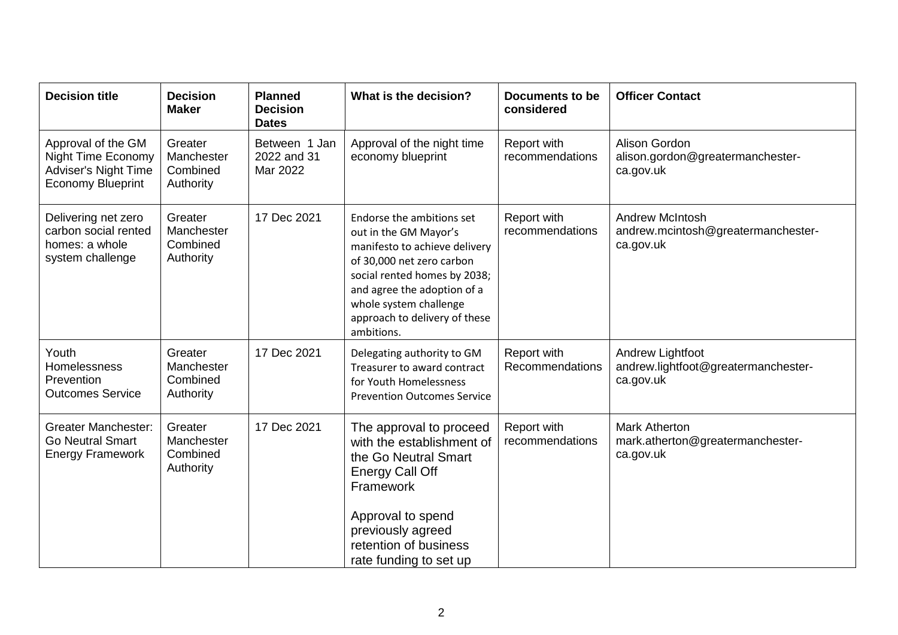| Decision title | Decision Maker | Planned Decision Dates | What is the decision? | Documents to be considered | Officer Contact |
|---|---|---|---|---|---|
| Approval of the GM Night Time Economy Adviser's Night Time Economy Blueprint | Greater Manchester Combined Authority | Between 1 Jan 2022 and 31 Mar 2022 | Approval of the night time economy blueprint | Report with recommendations | Alison Gordon alison.gordon@greatermanchester-ca.gov.uk |
| Delivering net zero carbon social rented homes: a whole system challenge | Greater Manchester Combined Authority | 17 Dec 2021 | Endorse the ambitions set out in the GM Mayor's manifesto to achieve delivery of 30,000 net zero carbon social rented homes by 2038; and agree the adoption of a whole system challenge approach to delivery of these ambitions. | Report with recommendations | Andrew McIntosh andrew.mcintosh@greatermanchester-ca.gov.uk |
| Youth Homelessness Prevention Outcomes Service | Greater Manchester Combined Authority | 17 Dec 2021 | Delegating authority to GM Treasurer to award contract for Youth Homelessness Prevention Outcomes Service | Report with Recommendations | Andrew Lightfoot andrew.lightfoot@greatermanchester-ca.gov.uk |
| Greater Manchester: Go Neutral Smart Energy Framework | Greater Manchester Combined Authority | 17 Dec 2021 | The approval to proceed with the establishment of the Go Neutral Smart Energy Call Off Framework<br><br>Approval to spend previously agreed retention of business rate funding to set up | Report with recommendations | Mark Atherton mark.atherton@greatermanchester-ca.gov.uk |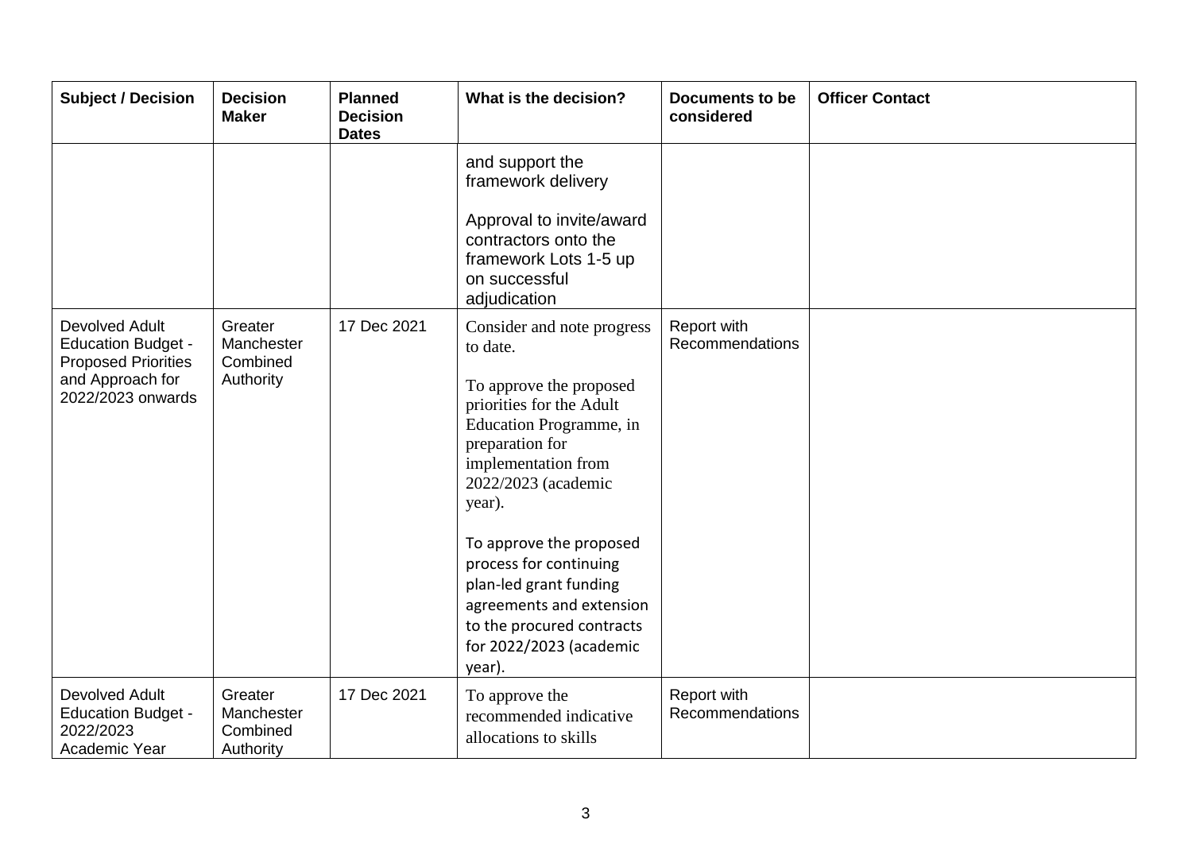| Subject / Decision | Decision Maker | Planned Decision Dates | What is the decision? | Documents to be considered | Officer Contact |
|---|---|---|---|---|---|
| | | | and support the framework delivery<br><br>Approval to invite/award contractors onto the framework Lots 1-5 up on successful adjudication | | |
| Devolved Adult Education Budget - Proposed Priorities and Approach for 2022/2023 onwards | Greater Manchester Combined Authority | 17 Dec 2021 | Consider and note progress to date.<br><br>To approve the proposed priorities for the Adult Education Programme, in preparation for implementation from 2022/2023 (academic year).<br><br>To approve the proposed process for continuing plan-led grant funding agreements and extension to the procured contracts for 2022/2023 (academic year). | Report with Recommendations | |
| Devolved Adult Education Budget - 2022/2023 Academic Year | Greater Manchester Combined Authority | 17 Dec 2021 | To approve the recommended indicative allocations to skills | Report with Recommendations | |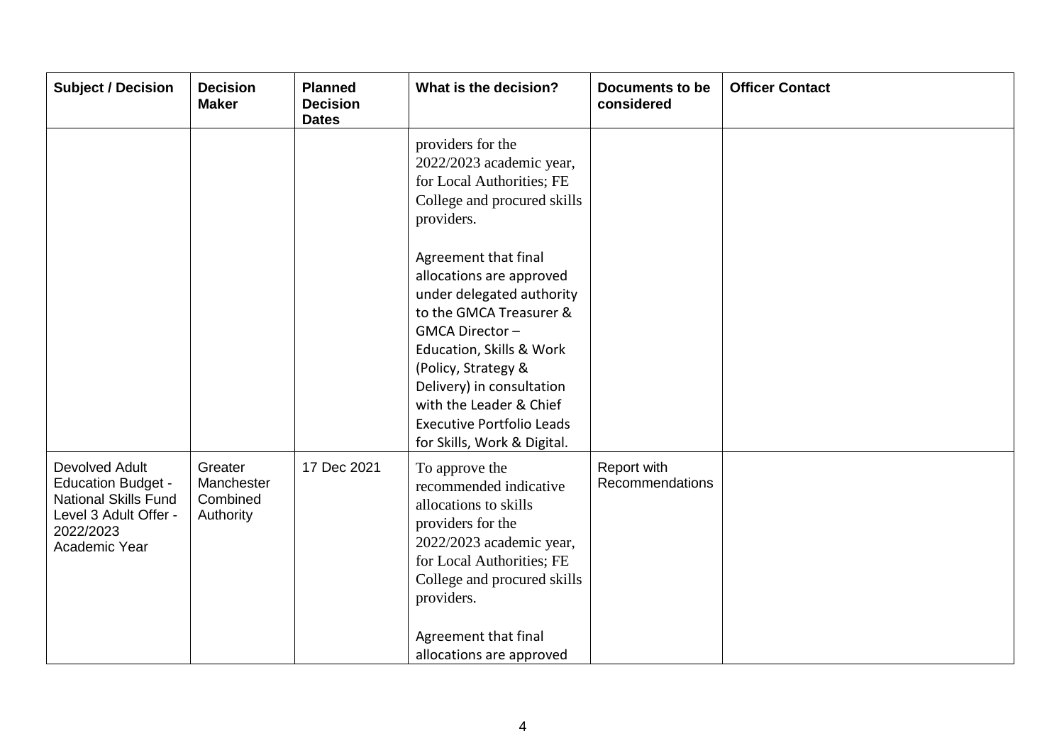| Subject / Decision | Decision Maker | Planned Decision Dates | What is the decision? | Documents to be considered | Officer Contact |
|---|---|---|---|---|---|
| | | | providers for the 2022/2023 academic year, for Local Authorities; FE College and procured skills providers.<br><br>Agreement that final allocations are approved under delegated authority to the GMCA Treasurer & GMCA Director – Education, Skills & Work (Policy, Strategy & Delivery) in consultation with the Leader & Chief Executive Portfolio Leads for Skills, Work & Digital. | | |
| Devolved Adult Education Budget - National Skills Fund Level 3 Adult Offer - 2022/2023 Academic Year | Greater Manchester Combined Authority | 17 Dec 2021 | To approve the recommended indicative allocations to skills providers for the 2022/2023 academic year, for Local Authorities; FE College and procured skills providers.<br><br>Agreement that final allocations are approved | Report with Recommendations | |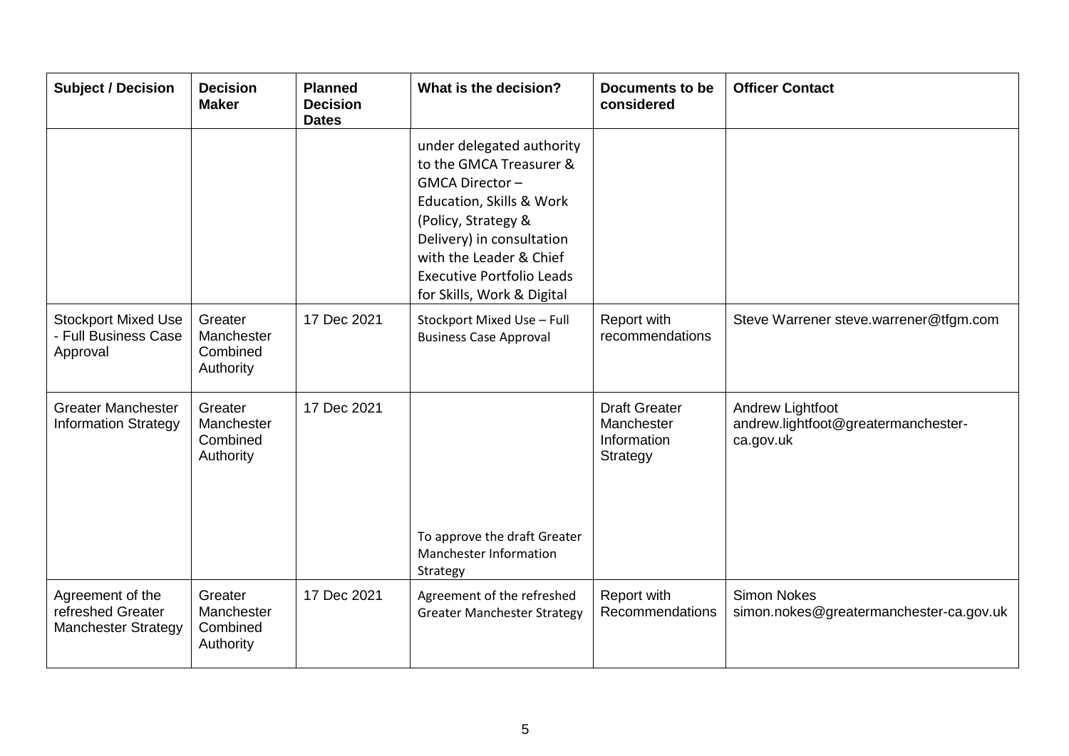| Subject / Decision | Decision Maker | Planned Decision Dates | What is the decision? | Documents to be considered | Officer Contact |
|---|---|---|---|---|---|
| | | | under delegated authority to the GMCA Treasurer & GMCA Director – Education, Skills & Work (Policy, Strategy & Delivery) in consultation with the Leader & Chief Executive Portfolio Leads for Skills, Work & Digital | | |
| Stockport Mixed Use - Full Business Case Approval | Greater Manchester Combined Authority | 17 Dec 2021 | Stockport Mixed Use – Full Business Case Approval | Report with recommendations | Steve Warrener steve.warrener@tfgm.com |
| Greater Manchester Information Strategy | Greater Manchester Combined Authority | 17 Dec 2021 | To approve the draft Greater Manchester Information Strategy | Draft Greater Manchester Information Strategy | Andrew Lightfoot andrew.lightfoot@greatermanchester-ca.gov.uk |
| Agreement of the refreshed Greater Manchester Strategy | Greater Manchester Combined Authority | 17 Dec 2021 | Agreement of the refreshed Greater Manchester Strategy | Report with Recommendations | Simon Nokes simon.nokes@greatermanchester-ca.gov.uk |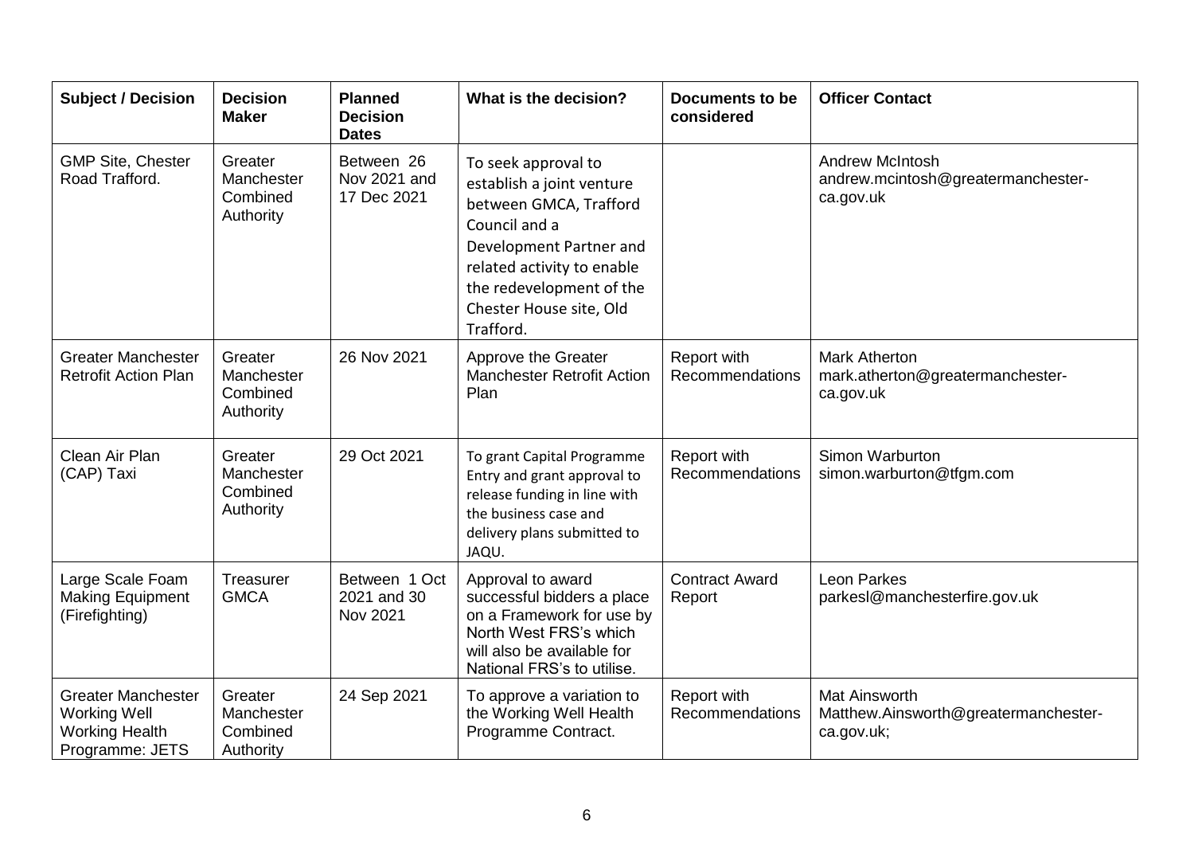| Subject / Decision | Decision Maker | Planned Decision Dates | What is the decision? | Documents to be considered | Officer Contact |
| --- | --- | --- | --- | --- | --- |
| GMP Site, Chester Road Trafford. | Greater Manchester Combined Authority | Between 26 Nov 2021 and 17 Dec 2021 | To seek approval to establish a joint venture between GMCA, Trafford Council and a Development Partner and related activity to enable the redevelopment of the Chester House site, Old Trafford. | | Andrew McIntosh andrew.mcintosh@greatermanchester-ca.gov.uk |
| Greater Manchester Retrofit Action Plan | Greater Manchester Combined Authority | 26 Nov 2021 | Approve the Greater Manchester Retrofit Action Plan | Report with Recommendations | Mark Atherton mark.atherton@greatermanchester-ca.gov.uk |
| Clean Air Plan (CAP) Taxi | Greater Manchester Combined Authority | 29 Oct 2021 | To grant Capital Programme Entry and grant approval to release funding in line with the business case and delivery plans submitted to JAQU. | Report with Recommendations | Simon Warburton simon.warburton@tfgm.com |
| Large Scale Foam Making Equipment (Firefighting) | Treasurer GMCA | Between 1 Oct 2021 and 30 Nov 2021 | Approval to award successful bidders a place on a Framework for use by North West FRS's which will also be available for National FRS's to utilise. | Contract Award Report | Leon Parkes parkesl@manchesterfire.gov.uk |
| Greater Manchester Working Well Working Health Programme: JETS | Greater Manchester Combined Authority | 24 Sep 2021 | To approve a variation to the Working Well Health Programme Contract. | Report with Recommendations | Mat Ainsworth Matthew.Ainsworth@greatermanchester-ca.gov.uk; |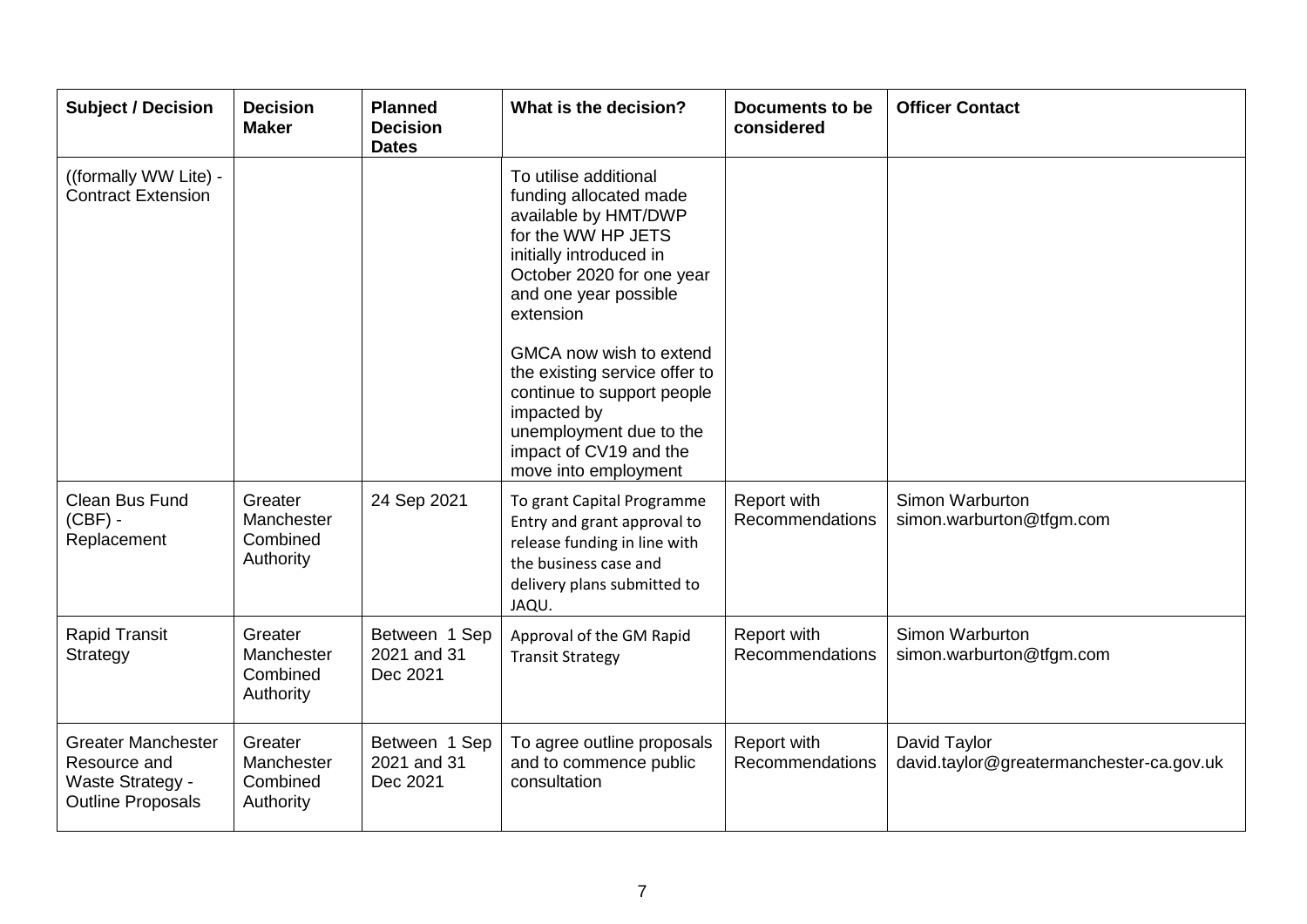| Subject / Decision | Decision Maker | Planned Decision Dates | What is the decision? | Documents to be considered | Officer Contact |
|---|---|---|---|---|---|
| ((formally WW Lite) - Contract Extension | | | To utilise additional funding allocated made available by HMT/DWP for the WW HP JETS initially introduced in October 2020 for one year and one year possible extension<br><br>GMCA now wish to extend the existing service offer to continue to support people impacted by unemployment due to the impact of CV19 and the move into employment | | |
| Clean Bus Fund (CBF) - Replacement | Greater Manchester Combined Authority | 24 Sep 2021 | To grant Capital Programme Entry and grant approval to release funding in line with the business case and delivery plans submitted to JAQU. | Report with Recommendations | Simon Warburton simon.warburton@tfgm.com |
| Rapid Transit Strategy | Greater Manchester Combined Authority | Between 1 Sep 2021 and 31 Dec 2021 | Approval of the GM Rapid Transit Strategy | Report with Recommendations | Simon Warburton simon.warburton@tfgm.com |
| Greater Manchester Resource and Waste Strategy - Outline Proposals | Greater Manchester Combined Authority | Between 1 Sep 2021 and 31 Dec 2021 | To agree outline proposals and to commence public consultation | Report with Recommendations | David Taylor david.taylor@greatermanchester-ca.gov.uk |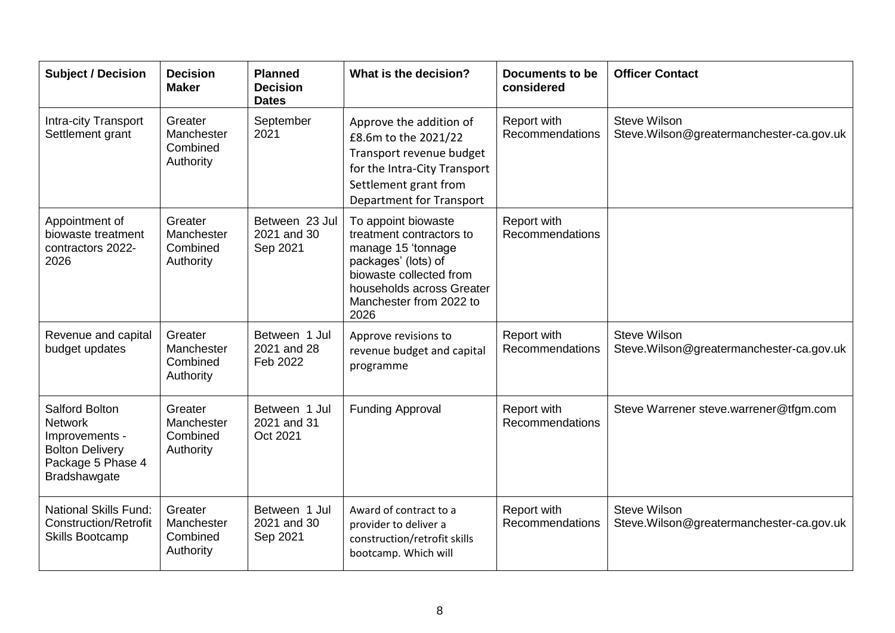| Subject / Decision | Decision Maker | Planned Decision Dates | What is the decision? | Documents to be considered | Officer Contact |
| --- | --- | --- | --- | --- | --- |
| Intra-city Transport Settlement grant | Greater Manchester Combined Authority | September 2021 | Approve the addition of £8.6m to the 2021/22 Transport revenue budget for the Intra-City Transport Settlement grant from Department for Transport | Report with Recommendations | Steve Wilson Steve.Wilson@greatermanchester-ca.gov.uk |
| Appointment of biowaste treatment contractors 2022-2026 | Greater Manchester Combined Authority | Between 23 Jul 2021 and 30 Sep 2021 | To appoint biowaste treatment contractors to manage 15 'tonnage packages' (lots) of biowaste collected from households across Greater Manchester from 2022 to 2026 | Report with Recommendations | |
| Revenue and capital budget updates | Greater Manchester Combined Authority | Between 1 Jul 2021 and 28 Feb 2022 | Approve revisions to revenue budget and capital programme | Report with Recommendations | Steve Wilson Steve.Wilson@greatermanchester-ca.gov.uk |
| Salford Bolton Network Improvements - Bolton Delivery Package 5 Phase 4 Bradshawgate | Greater Manchester Combined Authority | Between 1 Jul 2021 and 31 Oct 2021 | Funding Approval | Report with Recommendations | Steve Warrener steve.warrener@tfgm.com |
| National Skills Fund: Construction/Retrofit Skills Bootcamp | Greater Manchester Combined Authority | Between 1 Jul 2021 and 30 Sep 2021 | Award of contract to a provider to deliver a construction/retrofit skills bootcamp. Which will | Report with Recommendations | Steve Wilson Steve.Wilson@greatermanchester-ca.gov.uk |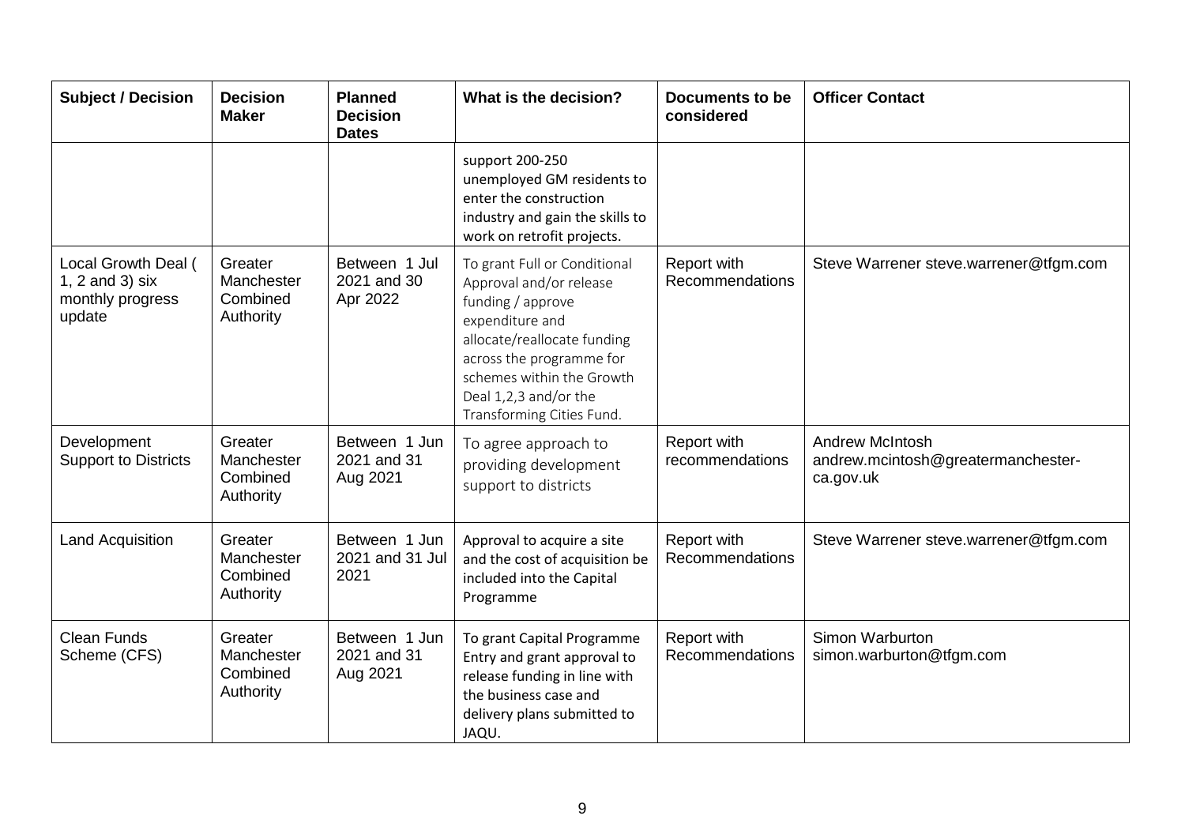| Subject / Decision | Decision Maker | Planned Decision Dates | What is the decision? | Documents to be considered | Officer Contact |
|---|---|---|---|---|---|
| | | | support 200-250 unemployed GM residents to enter the construction industry and gain the skills to work on retrofit projects. | | |
| Local Growth Deal ( 1, 2 and 3) six monthly progress update | Greater Manchester Combined Authority | Between 1 Jul 2021 and 30 Apr 2022 | To grant Full or Conditional Approval and/or release funding / approve expenditure and allocate/reallocate funding across the programme for schemes within the Growth Deal 1,2,3 and/or the Transforming Cities Fund. | Report with Recommendations | Steve Warrener steve.warrener@tfgm.com |
| Development Support to Districts | Greater Manchester Combined Authority | Between 1 Jun 2021 and 31 Aug 2021 | To agree approach to providing development support to districts | Report with recommendations | Andrew McIntosh andrew.mcintosh@greatermanchester-ca.gov.uk |
| Land Acquisition | Greater Manchester Combined Authority | Between 1 Jun 2021 and 31 Jul 2021 | Approval to acquire a site and the cost of acquisition be included into the Capital Programme | Report with Recommendations | Steve Warrener steve.warrener@tfgm.com |
| Clean Funds Scheme (CFS) | Greater Manchester Combined Authority | Between 1 Jun 2021 and 31 Aug 2021 | To grant Capital Programme Entry and grant approval to release funding in line with the business case and delivery plans submitted to JAQU. | Report with Recommendations | Simon Warburton simon.warburton@tfgm.com |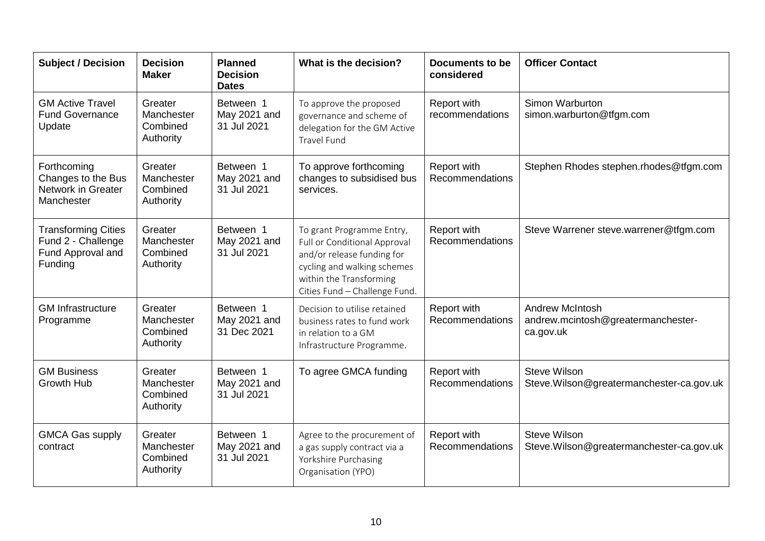| Subject / Decision | Decision Maker | Planned Decision Dates | What is the decision? | Documents to be considered | Officer Contact |
|---|---|---|---|---|---|
| GM Active Travel Fund Governance Update | Greater Manchester Combined Authority | Between 1 May 2021 and 31 Jul 2021 | To approve the proposed governance and scheme of delegation for the GM Active Travel Fund | Report with recommendations | Simon Warburton simon.warburton@tfgm.com |
| Forthcoming Changes to the Bus Network in Greater Manchester | Greater Manchester Combined Authority | Between 1 May 2021 and 31 Jul 2021 | To approve forthcoming changes to subsidised bus services. | Report with Recommendations | Stephen Rhodes stephen.rhodes@tfgm.com |
| Transforming Cities Fund 2 - Challenge Fund Approval and Funding | Greater Manchester Combined Authority | Between 1 May 2021 and 31 Jul 2021 | To grant Programme Entry, Full or Conditional Approval and/or release funding for cycling and walking schemes within the Transforming Cities Fund – Challenge Fund. | Report with Recommendations | Steve Warrener steve.warrener@tfgm.com |
| GM Infrastructure Programme | Greater Manchester Combined Authority | Between 1 May 2021 and 31 Dec 2021 | Decision to utilise retained business rates to fund work in relation to a GM Infrastructure Programme. | Report with Recommendations | Andrew McIntosh andrew.mcintosh@greatermanchester-ca.gov.uk |
| GM Business Growth Hub | Greater Manchester Combined Authority | Between 1 May 2021 and 31 Jul 2021 | To agree GMCA funding | Report with Recommendations | Steve Wilson Steve.Wilson@greatermanchester-ca.gov.uk |
| GMCA Gas supply contract | Greater Manchester Combined Authority | Between 1 May 2021 and 31 Jul 2021 | Agree to the procurement of a gas supply contract via a Yorkshire Purchasing Organisation (YPO) | Report with Recommendations | Steve Wilson Steve.Wilson@greatermanchester-ca.gov.uk |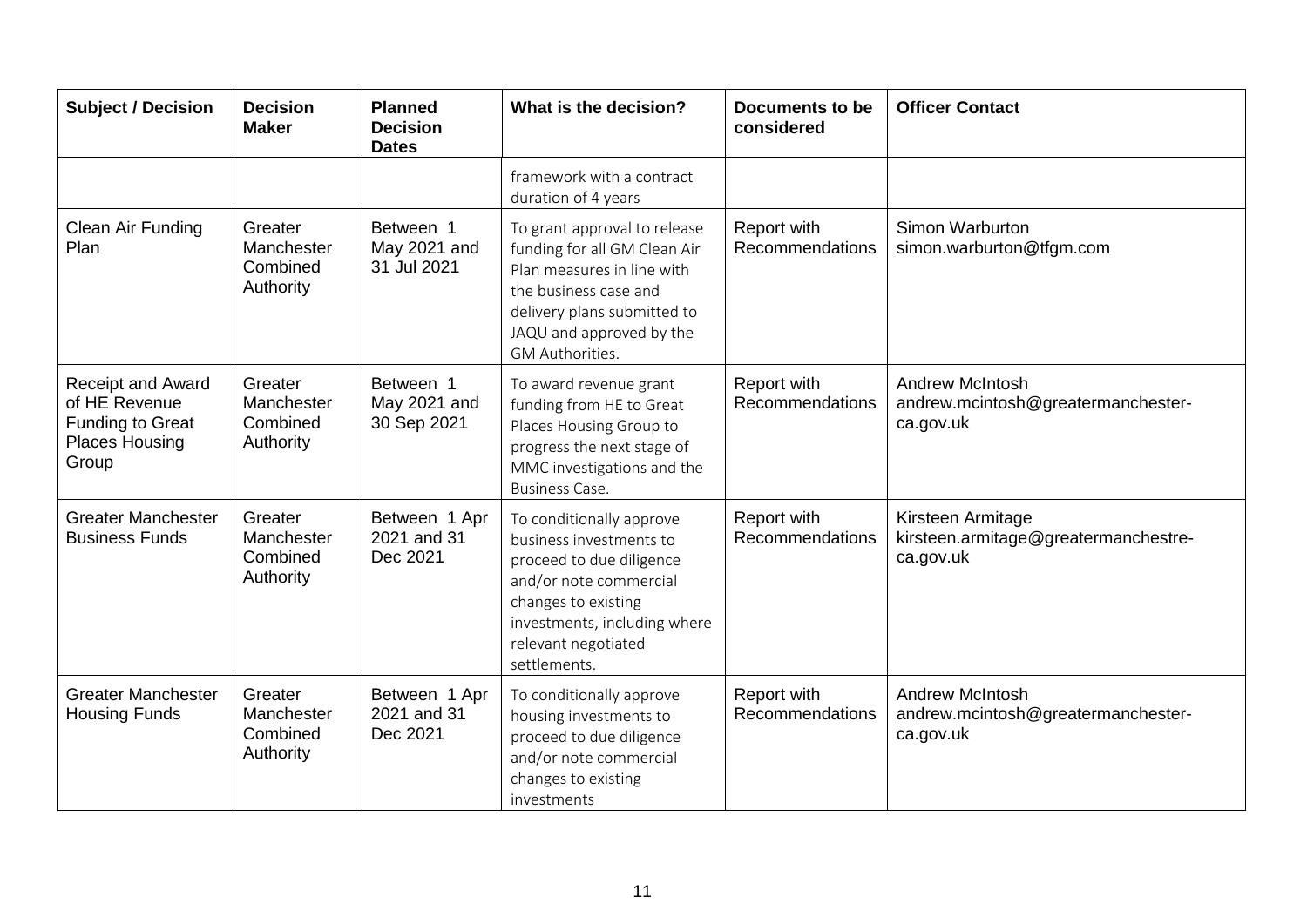| Subject / Decision | Decision Maker | Planned Decision Dates | What is the decision? | Documents to be considered | Officer Contact |
|---|---|---|---|---|---|
| | | | framework with a contract duration of 4 years | | |
| Clean Air Funding Plan | Greater Manchester Combined Authority | Between 1 May 2021 and 31 Jul 2021 | To grant approval to release funding for all GM Clean Air Plan measures in line with the business case and delivery plans submitted to JAQU and approved by the GM Authorities. | Report with Recommendations | Simon Warburton simon.warburton@tfgm.com |
| Receipt and Award of HE Revenue Funding to Great Places Housing Group | Greater Manchester Combined Authority | Between 1 May 2021 and 30 Sep 2021 | To award revenue grant funding from HE to Great Places Housing Group to progress the next stage of MMC investigations and the Business Case. | Report with Recommendations | Andrew McIntosh andrew.mcintosh@greatermanchester-ca.gov.uk |
| Greater Manchester Business Funds | Greater Manchester Combined Authority | Between 1 Apr 2021 and 31 Dec 2021 | To conditionally approve business investments to proceed to due diligence and/or note commercial changes to existing investments, including where relevant negotiated settlements. | Report with Recommendations | Kirsteen Armitage kirsteen.armitage@greatermanchestre-ca.gov.uk |
| Greater Manchester Housing Funds | Greater Manchester Combined Authority | Between 1 Apr 2021 and 31 Dec 2021 | To conditionally approve housing investments to proceed to due diligence and/or note commercial changes to existing investments | Report with Recommendations | Andrew McIntosh andrew.mcintosh@greatermanchester-ca.gov.uk |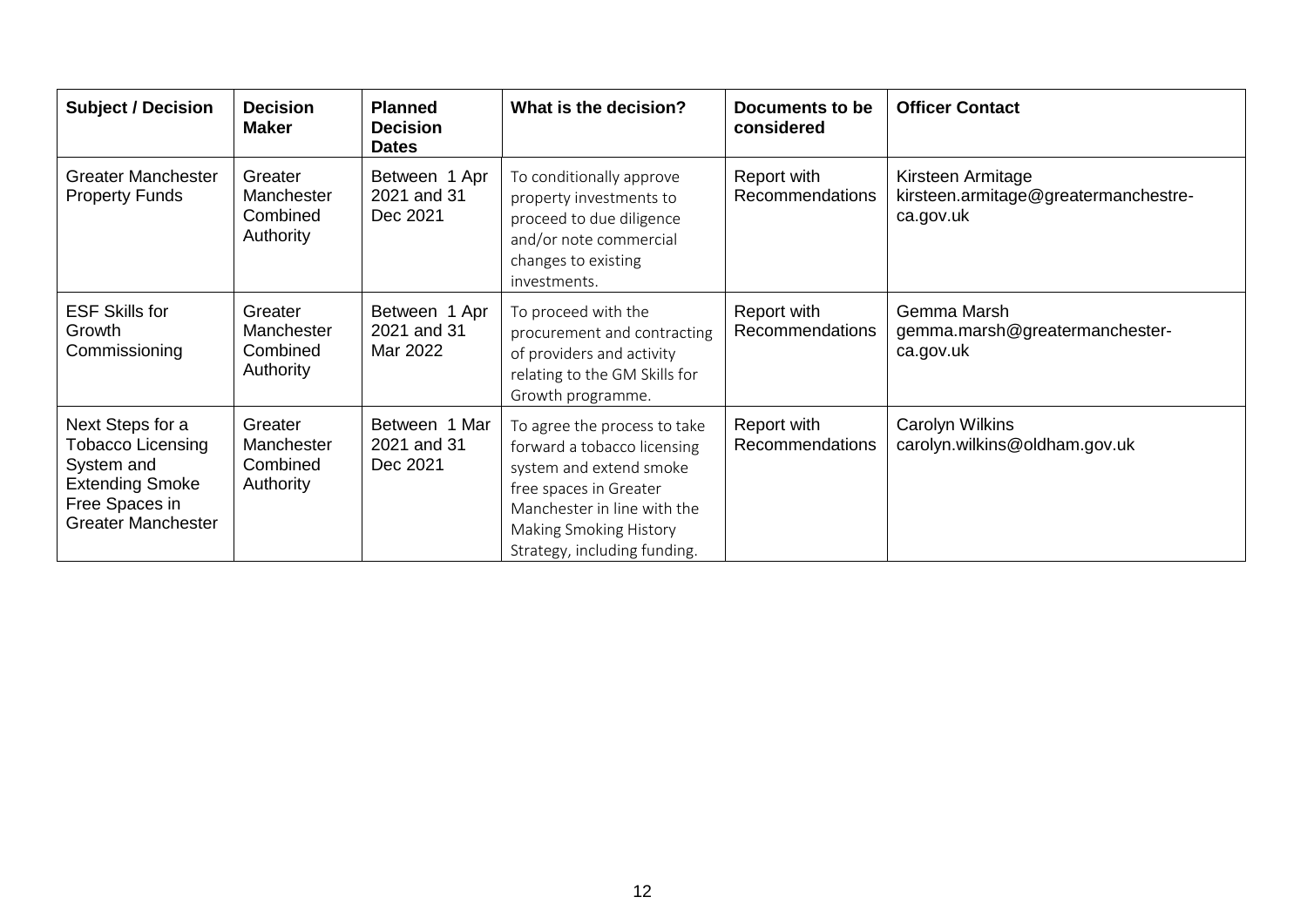| Subject / Decision | Decision Maker | Planned Decision Dates | What is the decision? | Documents to be considered | Officer Contact |
| --- | --- | --- | --- | --- | --- |
| Greater Manchester Property Funds | Greater Manchester Combined Authority | Between 1 Apr 2021 and 31 Dec 2021 | To conditionally approve property investments to proceed to due diligence and/or note commercial changes to existing investments. | Report with Recommendations | Kirsteen Armitage kirsteen.armitage@greatermanchestre-ca.gov.uk |
| ESF Skills for Growth Commissioning | Greater Manchester Combined Authority | Between 1 Apr 2021 and 31 Mar 2022 | To proceed with the procurement and contracting of providers and activity relating to the GM Skills for Growth programme. | Report with Recommendations | Gemma Marsh gemma.marsh@greatermanchester-ca.gov.uk |
| Next Steps for a Tobacco Licensing System and Extending Smoke Free Spaces in Greater Manchester | Greater Manchester Combined Authority | Between 1 Mar 2021 and 31 Dec 2021 | To agree the process to take forward a tobacco licensing system and extend smoke free spaces in Greater Manchester in line with the Making Smoking History Strategy, including funding. | Report with Recommendations | Carolyn Wilkins carolyn.wilkins@oldham.gov.uk |